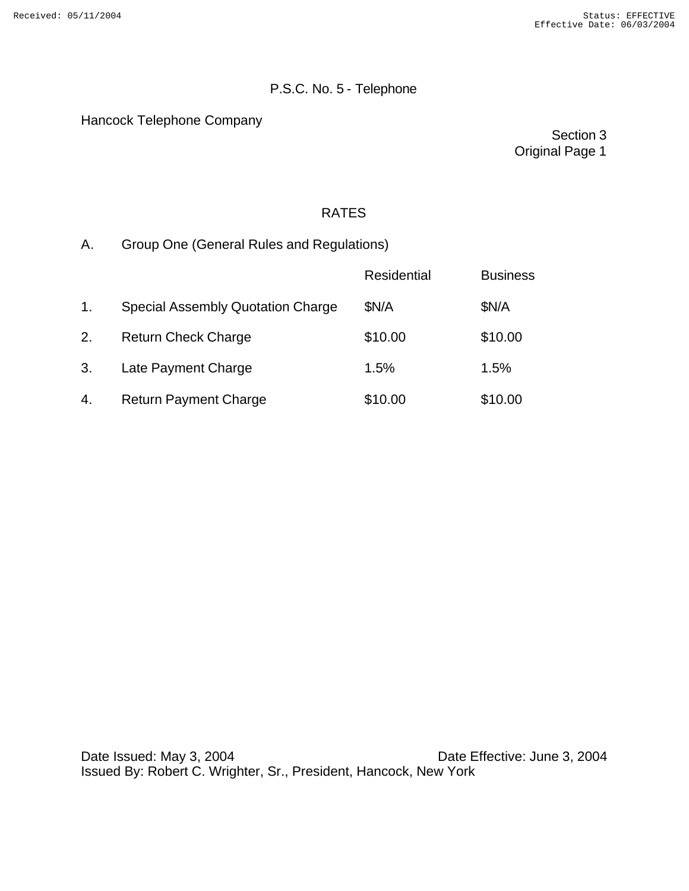P.S.C. No. 5 - Telephone

Hancock Telephone Company

Section 3
Original Page 1

# RATES

## A. Group One (General Rules and Regulations)

| | | Residential | Business |
|---|---|---|---|
| 1. | Special Assembly Quotation Charge | $N/A | $N/A |
| 2. | Return Check Charge | $10.00 | $10.00 |
| 3. | Late Payment Charge | 1.5% | 1.5% |
| 4. | Return Payment Charge | $10.00 | $10.00 |

Date Issued: May 3, 2004    Date Effective: June 3, 2004
Issued By: Robert C. Wrighter, Sr., President, Hancock, New York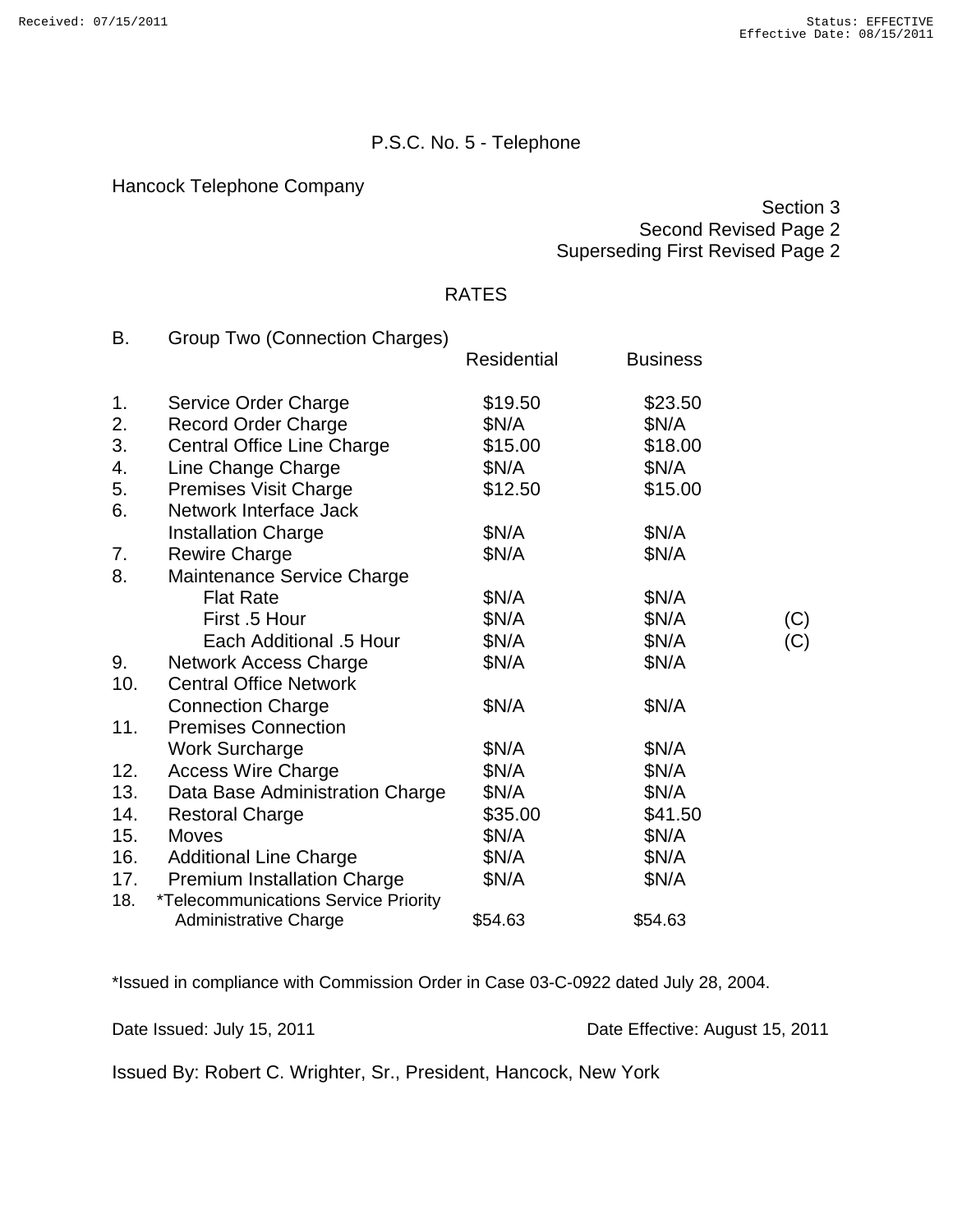P.S.C. No. 5 - Telephone

Hancock Telephone Company

Section 3
Second Revised Page 2
Superseding First Revised Page 2

## RATES

B. Group Two (Connection Charges)

| | | Residential | Business | |
|---|---|---|---|---|
| 1. | Service Order Charge | $19.50 | $23.50 | |
| 2. | Record Order Charge | $N/A | $N/A | |
| 3. | Central Office Line Charge | $15.00 | $18.00 | |
| 4. | Line Change Charge | $N/A | $N/A | |
| 5. | Premises Visit Charge | $12.50 | $15.00 | |
| 6. | Network Interface Jack Installation Charge | $N/A | $N/A | |
| 7. | Rewire Charge | $N/A | $N/A | |
| 8. | Maintenance Service Charge | | | |
| | Flat Rate | $N/A | $N/A | |
| | First .5 Hour | $N/A | $N/A | (C) |
| | Each Additional .5 Hour | $N/A | $N/A | (C) |
| 9. | Network Access Charge | $N/A | $N/A | |
| 10. | Central Office Network Connection Charge | $N/A | $N/A | |
| 11. | Premises Connection Work Surcharge | $N/A | $N/A | |
| 12. | Access Wire Charge | $N/A | $N/A | |
| 13. | Data Base Administration Charge | $N/A | $N/A | |
| 14. | Restoral Charge | $35.00 | $41.50 | |
| 15. | Moves | $N/A | $N/A | |
| 16. | Additional Line Charge | $N/A | $N/A | |
| 17. | Premium Installation Charge | $N/A | $N/A | |
| 18. | *Telecommunications Service Priority Administrative Charge | $54.63 | $54.63 | |

*Issued in compliance with Commission Order in Case 03-C-0922 dated July 28, 2004.

Date Issued: July 15, 2011 Date Effective: August 15, 2011

Issued By: Robert C. Wrighter, Sr., President, Hancock, New York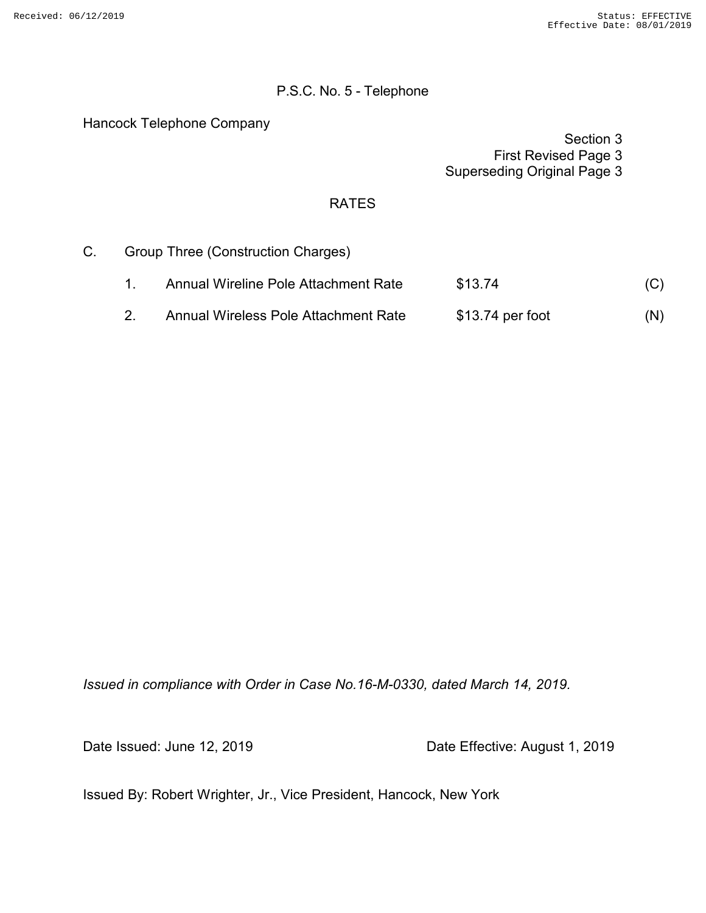P.S.C. No. 5 - Telephone

Hancock Telephone Company

Section 3
First Revised Page 3
Superseding Original Page 3

RATES

C. Group Three (Construction Charges)

| | | | |
|---|---|---|---|
| 1. | Annual Wireline Pole Attachment Rate | $13.74 | (C) |
| 2. | Annual Wireless Pole Attachment Rate | $13.74 per foot | (N) |

*Issued in compliance with Order in Case No.16-M-0330, dated March 14, 2019.*

Date Issued: June 12, 2019 Date Effective: August 1, 2019

Issued By: Robert Wrighter, Jr., Vice President, Hancock, New York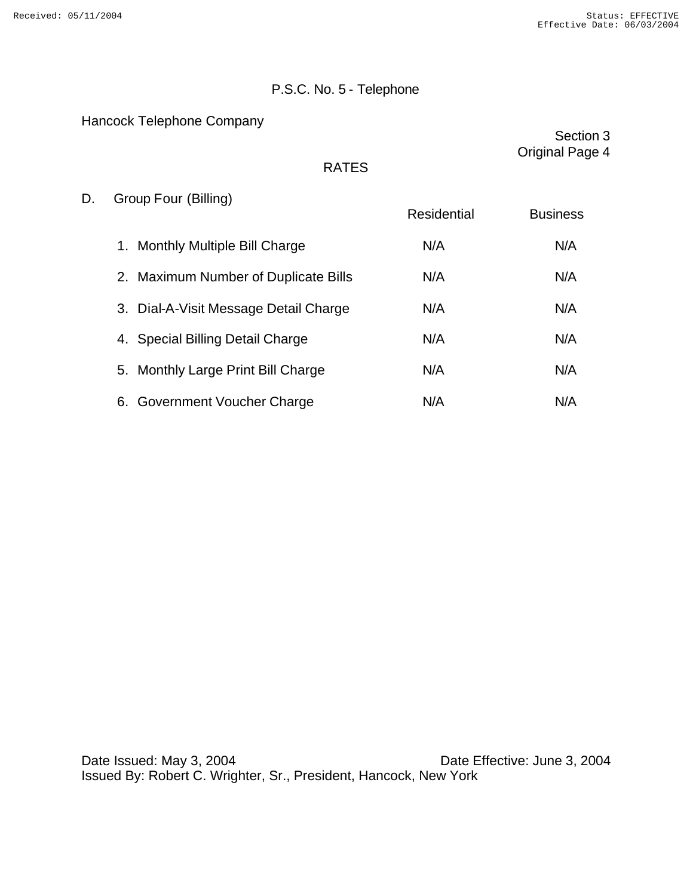P.S.C. No. 5 - Telephone

Hancock Telephone Company

Section 3
Original Page 4

## RATES

D. Group Four (Billing)

| | Residential | Business |
|---|---|---|
| 1. Monthly Multiple Bill Charge | N/A | N/A |
| 2. Maximum Number of Duplicate Bills | N/A | N/A |
| 3. Dial-A-Visit Message Detail Charge | N/A | N/A |
| 4. Special Billing Detail Charge | N/A | N/A |
| 5. Monthly Large Print Bill Charge | N/A | N/A |
| 6. Government Voucher Charge | N/A | N/A |

Date Issued: May 3, 2004 Date Effective: June 3, 2004
Issued By: Robert C. Wrighter, Sr., President, Hancock, New York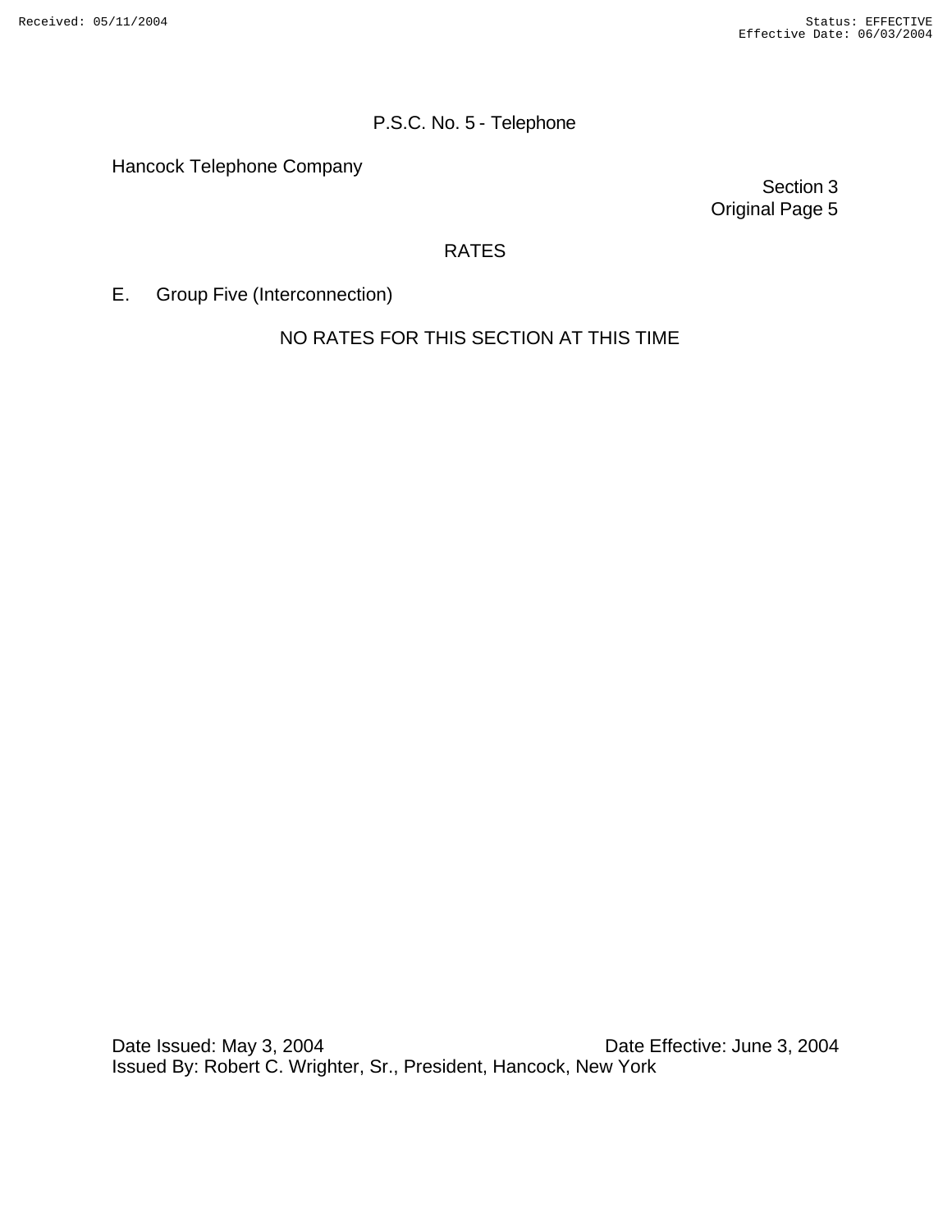P.S.C. No. 5 - Telephone

Hancock Telephone Company

Section 3
Original Page 5

## RATES

E. Group Five (Interconnection)

NO RATES FOR THIS SECTION AT THIS TIME

Date Issued: May 3, 2004 Date Effective: June 3, 2004
Issued By: Robert C. Wrighter, Sr., President, Hancock, New York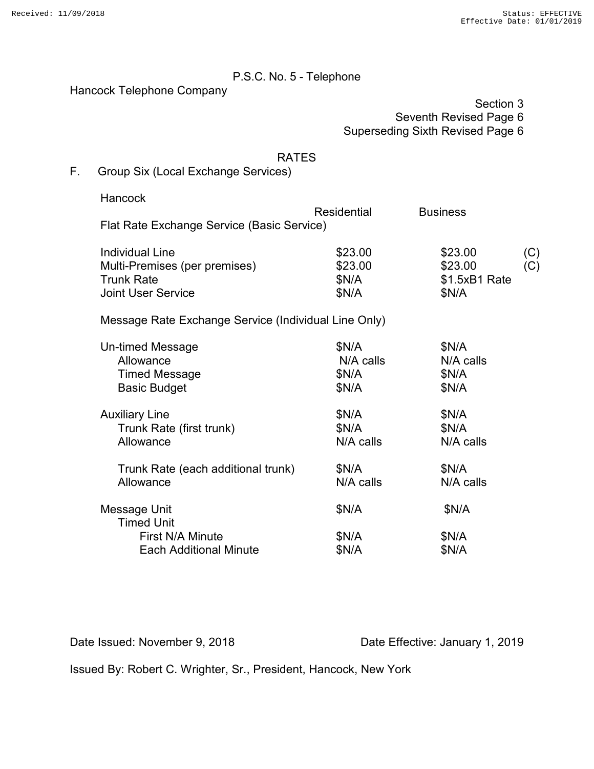P.S.C. No. 5 - Telephone

Hancock Telephone Company

Section 3
Seventh Revised Page 6
Superseding Sixth Revised Page 6

# RATES

## F. Group Six (Local Exchange Services)

Hancock

| | Residential | Business | |
|---|---|---|---|
| **Flat Rate Exchange Service (Basic Service)** | | | |
| Individual Line | $23.00 | $23.00 | (C) |
| Multi-Premises (per premises) | $23.00 | $23.00 | (C) |
| Trunk Rate | $N/A | $1.5xB1 Rate | |
| Joint User Service | $N/A | $N/A | |
| **Message Rate Exchange Service (Individual Line Only)** | | | |
| Un-timed Message | $N/A | $N/A | |
| Allowance | N/A calls | N/A calls | |
| Timed Message | $N/A | $N/A | |
| Basic Budget | $N/A | $N/A | |
| Auxiliary Line | $N/A | $N/A | |
| Trunk Rate (first trunk) | $N/A | $N/A | |
| Allowance | N/A calls | N/A calls | |
| Trunk Rate (each additional trunk) | $N/A | $N/A | |
| Allowance | N/A calls | N/A calls | |
| Message Unit | $N/A | $N/A | |
| Timed Unit | | | |
| First N/A Minute | $N/A | $N/A | |
| Each Additional Minute | $N/A | $N/A | |

Date Issued: November 9, 2018

Date Effective: January 1, 2019

Issued By: Robert C. Wrighter, Sr., President, Hancock, New York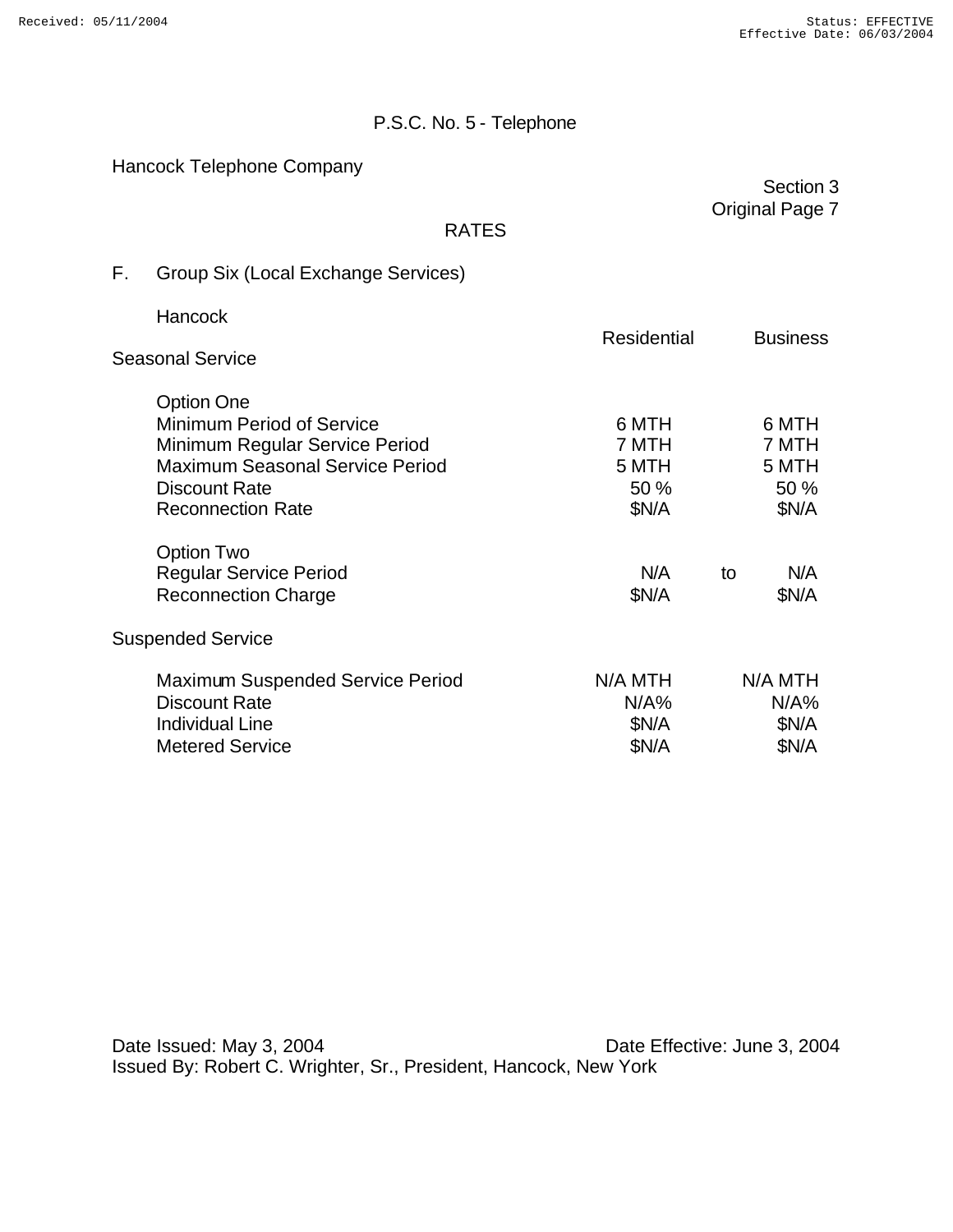P.S.C. No. 5 - Telephone

Hancock Telephone Company

Section 3
Original Page 7

RATES

F. Group Six (Local Exchange Services)

Hancock

| | Residential | | Business |
|---|---|---|---|
| **Seasonal Service** | | | |
| Option One | | | |
| Minimum Period of Service | 6 MTH | | 6 MTH |
| Minimum Regular Service Period | 7 MTH | | 7 MTH |
| Maximum Seasonal Service Period | 5 MTH | | 5 MTH |
| Discount Rate | 50 % | | 50 % |
| Reconnection Rate | $N/A | | $N/A |
| Option Two | | | |
| Regular Service Period | N/A | to | N/A |
| Reconnection Charge | $N/A | | $N/A |
| **Suspended Service** | | | |
| Maximum Suspended Service Period | N/A MTH | | N/A MTH |
| Discount Rate | N/A% | | N/A% |
| Individual Line | $N/A | | $N/A |
| Metered Service | $N/A | | $N/A |

Date Issued: May 3, 2004 Date Effective: June 3, 2004
Issued By: Robert C. Wrighter, Sr., President, Hancock, New York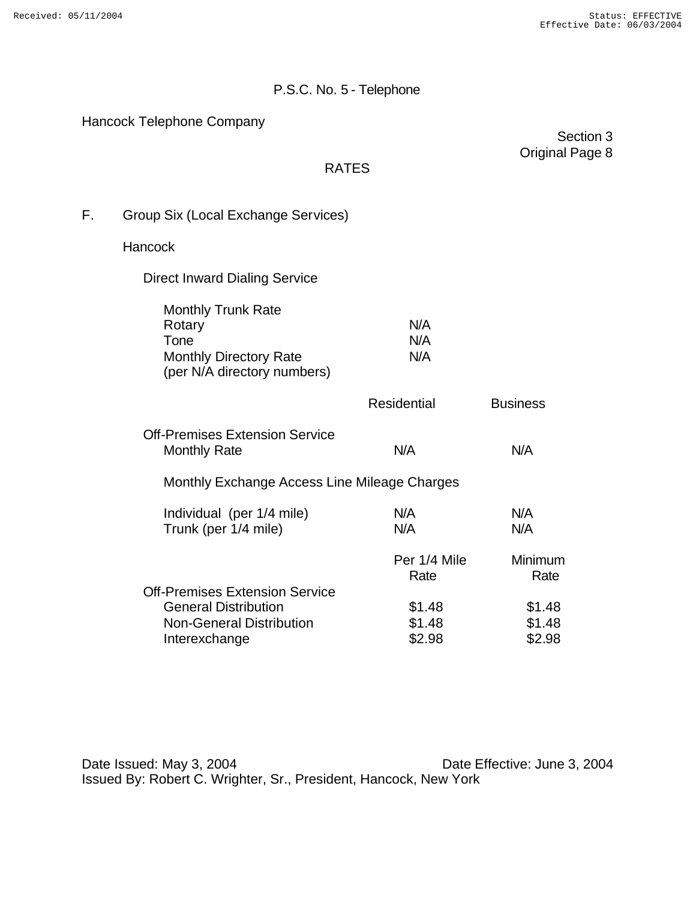P.S.C. No. 5 - Telephone

Hancock Telephone Company

Section 3
Original Page 8

RATES

F. Group Six (Local Exchange Services)

Hancock

Direct Inward Dialing Service

| | |
|---|---|
| Monthly Trunk Rate | |
| Rotary | N/A |
| Tone | N/A |
| Monthly Directory Rate (per N/A directory numbers) | N/A |

| | Residential | Business |
|---|---|---|
| Off-Premises Extension Service | | |
| Monthly Rate | N/A | N/A |
| Monthly Exchange Access Line Mileage Charges | | |
| Individual (per 1/4 mile) | N/A | N/A |
| Trunk (per 1/4 mile) | N/A | N/A |

| | Per 1/4 Mile Rate | Minimum Rate |
|---|---|---|
| Off-Premises Extension Service | | |
| General Distribution | $1.48 | $1.48 |
| Non-General Distribution | $1.48 | $1.48 |
| Interexchange | $2.98 | $2.98 |

Date Issued: May 3, 2004 Date Effective: June 3, 2004
Issued By: Robert C. Wrighter, Sr., President, Hancock, New York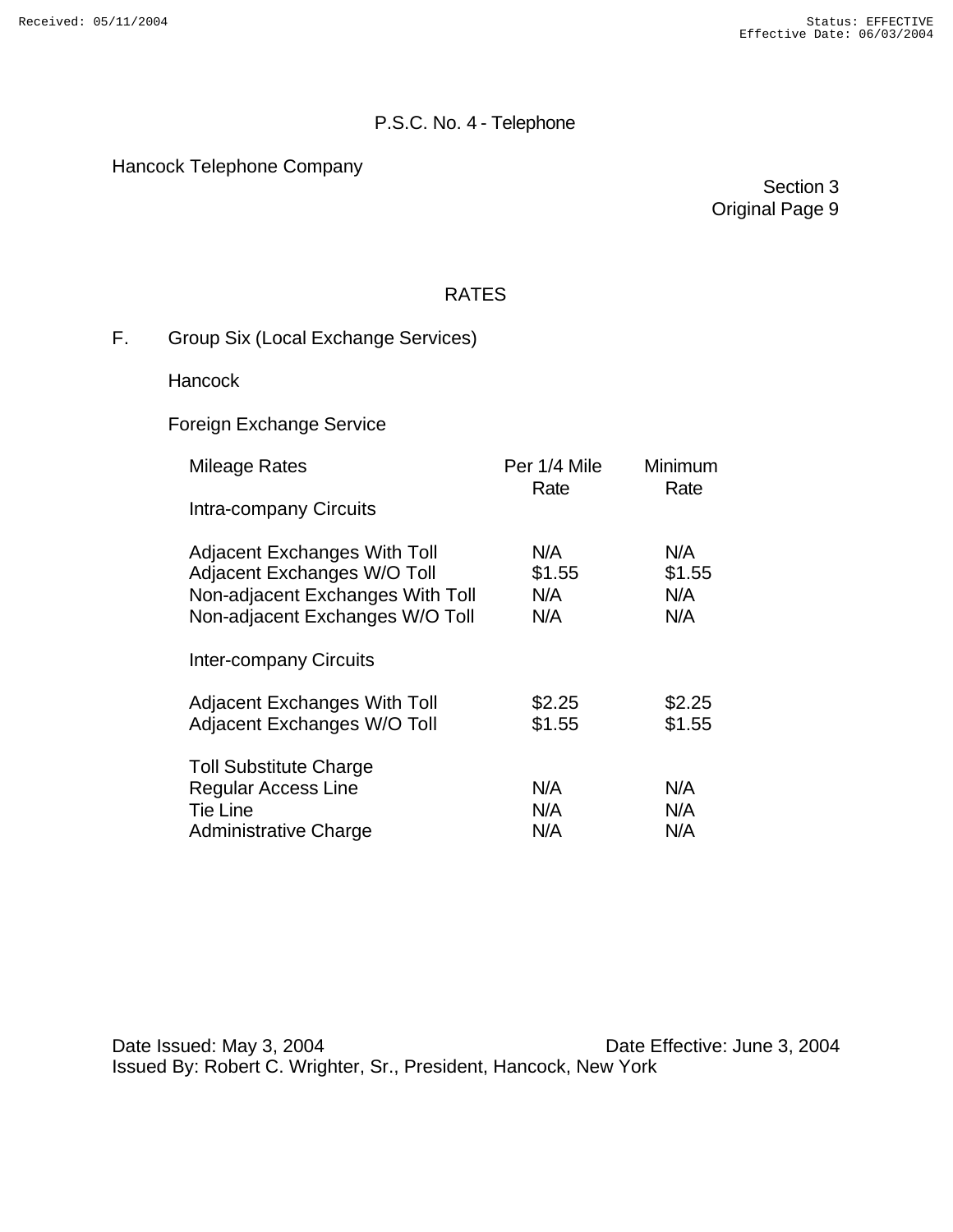P.S.C. No. 4 - Telephone

Hancock Telephone Company

Section 3
Original Page 9

# RATES

F. Group Six (Local Exchange Services)

Hancock

Foreign Exchange Service

| Mileage Rates | Per 1/4 Mile Rate | Minimum Rate |
|---|---|---|
| **Intra-company Circuits** | | |
| Adjacent Exchanges With Toll | N/A | N/A |
| Adjacent Exchanges W/O Toll | $1.55 | $1.55 |
| Non-adjacent Exchanges With Toll | N/A | N/A |
| Non-adjacent Exchanges W/O Toll | N/A | N/A |
| **Inter-company Circuits** | | |
| Adjacent Exchanges With Toll | $2.25 | $2.25 |
| Adjacent Exchanges W/O Toll | $1.55 | $1.55 |
| **Toll Substitute Charge** | | |
| Regular Access Line | N/A | N/A |
| Tie Line | N/A | N/A |
| Administrative Charge | N/A | N/A |

Date Issued: May 3, 2004 Date Effective: June 3, 2004
Issued By: Robert C. Wrighter, Sr., President, Hancock, New York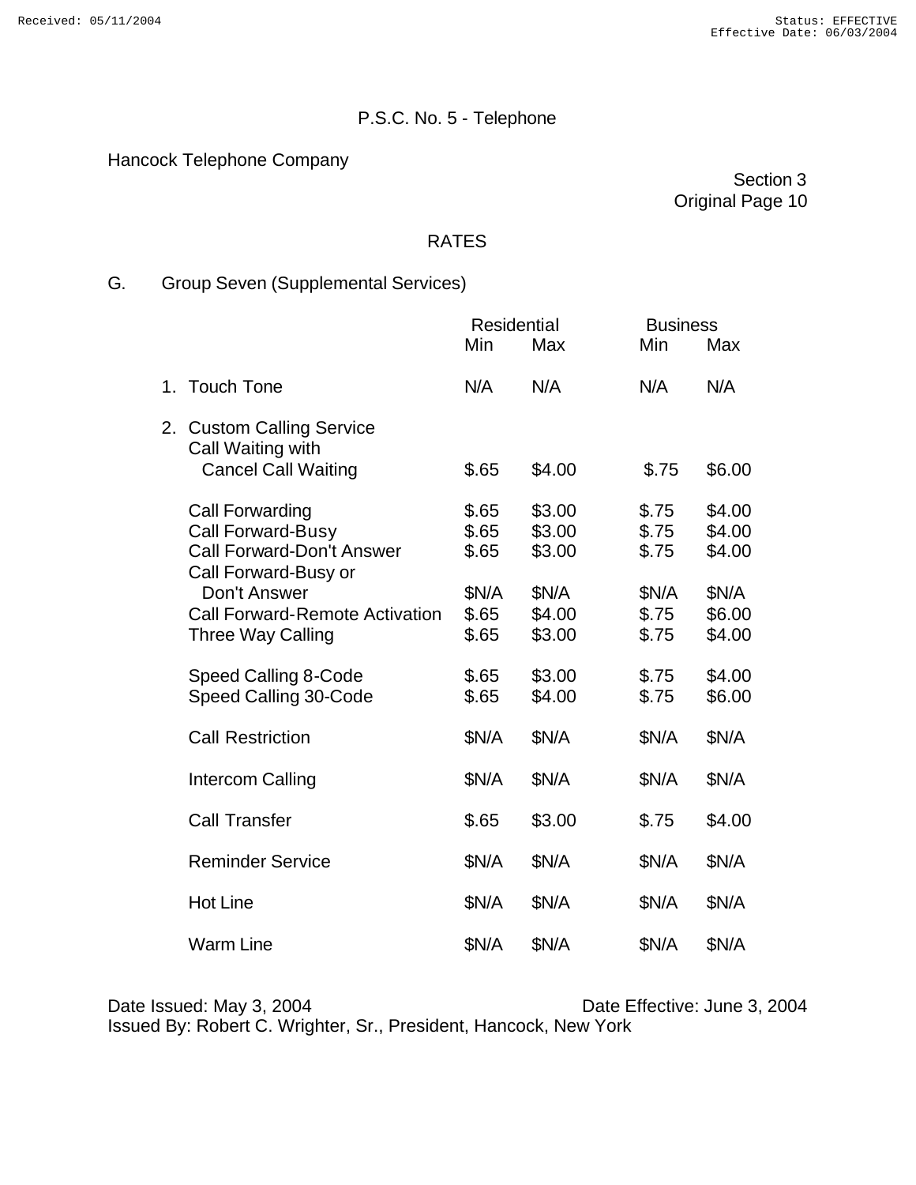Received: 05/11/2004 Status: EFFECTIVE
Effective Date: 06/03/2004

P.S.C. No. 5 - Telephone

Hancock Telephone Company

Section 3
Original Page 10

## RATES

G. Group Seven (Supplemental Services)

| | Residential | | Business | |
|---|---|---|---|---|
| | Min | Max | Min | Max |
| 1. Touch Tone | N/A | N/A | N/A | N/A |
| 2. Custom Calling Service | | | | |
| Call Waiting with Cancel Call Waiting | $.65 | $4.00 | $.75 | $6.00 |
| Call Forwarding | $.65 | $3.00 | $.75 | $4.00 |
| Call Forward-Busy | $.65 | $3.00 | $.75 | $4.00 |
| Call Forward-Don't Answer | $.65 | $3.00 | $.75 | $4.00 |
| Call Forward-Busy or Don't Answer | $N/A | $N/A | $N/A | $N/A |
| Call Forward-Remote Activation | $.65 | $4.00 | $.75 | $6.00 |
| Three Way Calling | $.65 | $3.00 | $.75 | $4.00 |
| Speed Calling 8-Code | $.65 | $3.00 | $.75 | $4.00 |
| Speed Calling 30-Code | $.65 | $4.00 | $.75 | $6.00 |
| Call Restriction | $N/A | $N/A | $N/A | $N/A |
| Intercom Calling | $N/A | $N/A | $N/A | $N/A |
| Call Transfer | $.65 | $3.00 | $.75 | $4.00 |
| Reminder Service | $N/A | $N/A | $N/A | $N/A |
| Hot Line | $N/A | $N/A | $N/A | $N/A |
| Warm Line | $N/A | $N/A | $N/A | $N/A |

Date Issued: May 3, 2004 Date Effective: June 3, 2004
Issued By: Robert C. Wrighter, Sr., President, Hancock, New York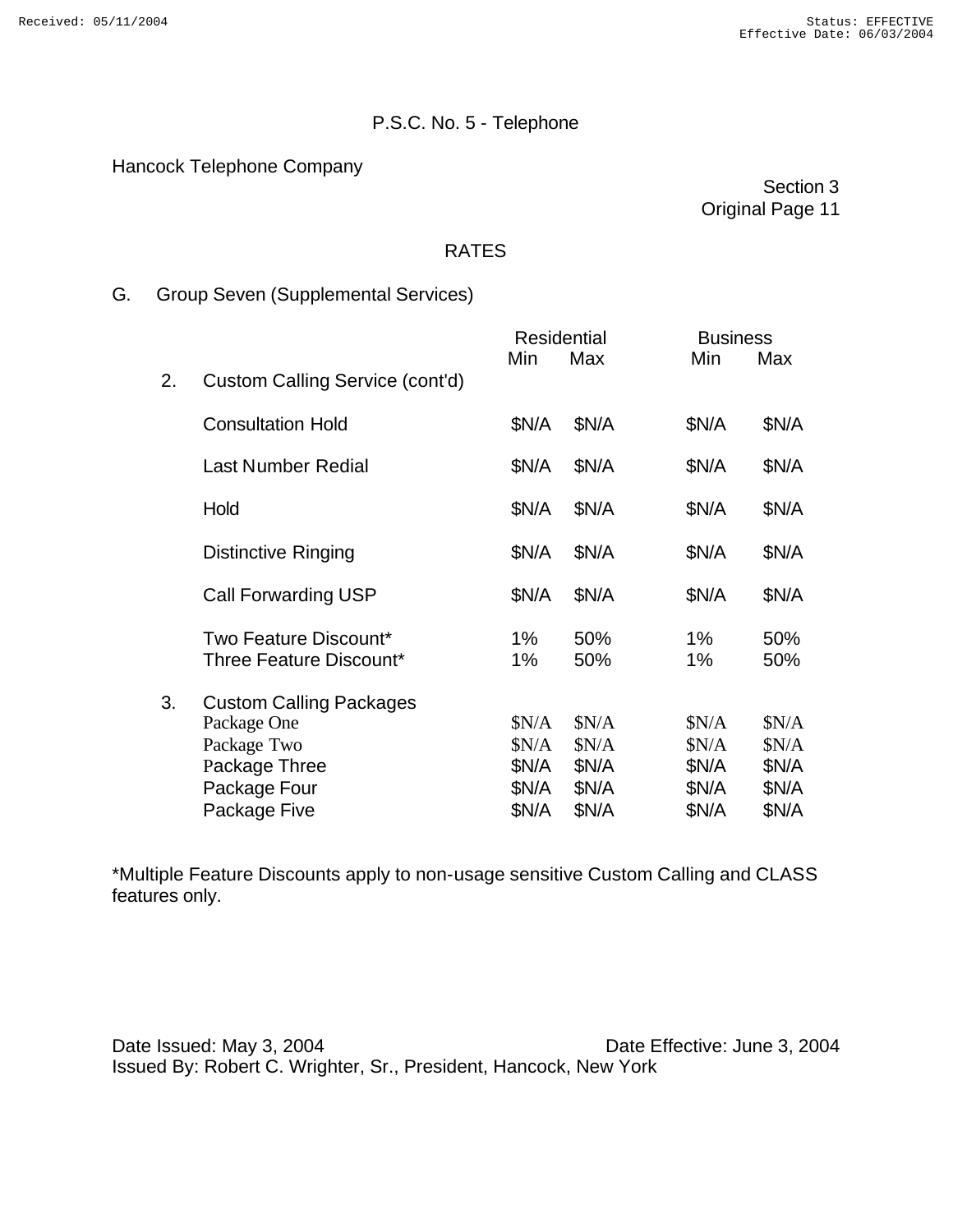P.S.C. No. 5 - Telephone

Hancock Telephone Company

Section 3
Original Page 11

## RATES

G. Group Seven (Supplemental Services)

| | | Residential | | Business | |
|---|---|---|---|---|---|
| | | Min | Max | Min | Max |
| 2. | Custom Calling Service (cont'd) | | | | |
| | Consultation Hold | $N/A | $N/A | $N/A | $N/A |
| | Last Number Redial | $N/A | $N/A | $N/A | $N/A |
| | Hold | $N/A | $N/A | $N/A | $N/A |
| | Distinctive Ringing | $N/A | $N/A | $N/A | $N/A |
| | Call Forwarding USP | $N/A | $N/A | $N/A | $N/A |
| | Two Feature Discount* | 1% | 50% | 1% | 50% |
| | Three Feature Discount* | 1% | 50% | 1% | 50% |
| 3. | Custom Calling Packages | | | | |
| | Package One | $N/A | $N/A | $N/A | $N/A |
| | Package Two | $N/A | $N/A | $N/A | $N/A |
| | Package Three | $N/A | $N/A | $N/A | $N/A |
| | Package Four | $N/A | $N/A | $N/A | $N/A |
| | Package Five | $N/A | $N/A | $N/A | $N/A |

*Multiple Feature Discounts apply to non-usage sensitive Custom Calling and CLASS features only.

Date Issued: May 3, 2004 Date Effective: June 3, 2004
Issued By: Robert C. Wrighter, Sr., President, Hancock, New York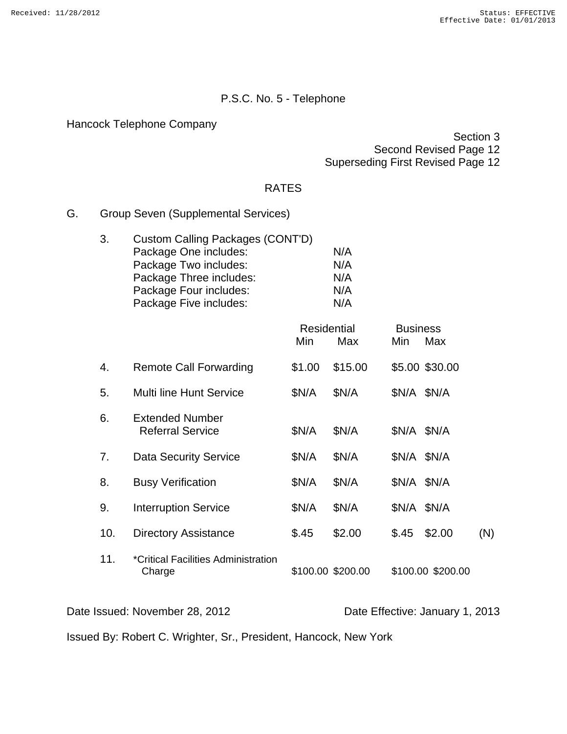P.S.C. No. 5 - Telephone

Hancock Telephone Company

Section 3
Second Revised Page 12
Superseding First Revised Page 12

# RATES

G. Group Seven (Supplemental Services)

3. Custom Calling Packages (CONT'D)

| | |
|---|---|
| Package One includes: | N/A |
| Package Two includes: | N/A |
| Package Three includes: | N/A |
| Package Four includes: | N/A |
| Package Five includes: | N/A |

| | | Residential | | Business | | |
|---|---|---|---|---|---|---|
| | | Min | Max | Min | Max | |
| 4. | Remote Call Forwarding | $1.00 | $15.00 | $5.00 | $30.00 | |
| 5. | Multi line Hunt Service | $N/A | $N/A | $N/A | $N/A | |
| 6. | Extended Number Referral Service | $N/A | $N/A | $N/A | $N/A | |
| 7. | Data Security Service | $N/A | $N/A | $N/A | $N/A | |
| 8. | Busy Verification | $N/A | $N/A | $N/A | $N/A | |
| 9. | Interruption Service | $N/A | $N/A | $N/A | $N/A | |
| 10. | Directory Assistance | $.45 | $2.00 | $.45 | $2.00 | (N) |
| 11. | *Critical Facilities Administration Charge | $100.00 | $200.00 | $100.00 | $200.00 | |

Date Issued: November 28, 2012 Date Effective: January 1, 2013

Issued By: Robert C. Wrighter, Sr., President, Hancock, New York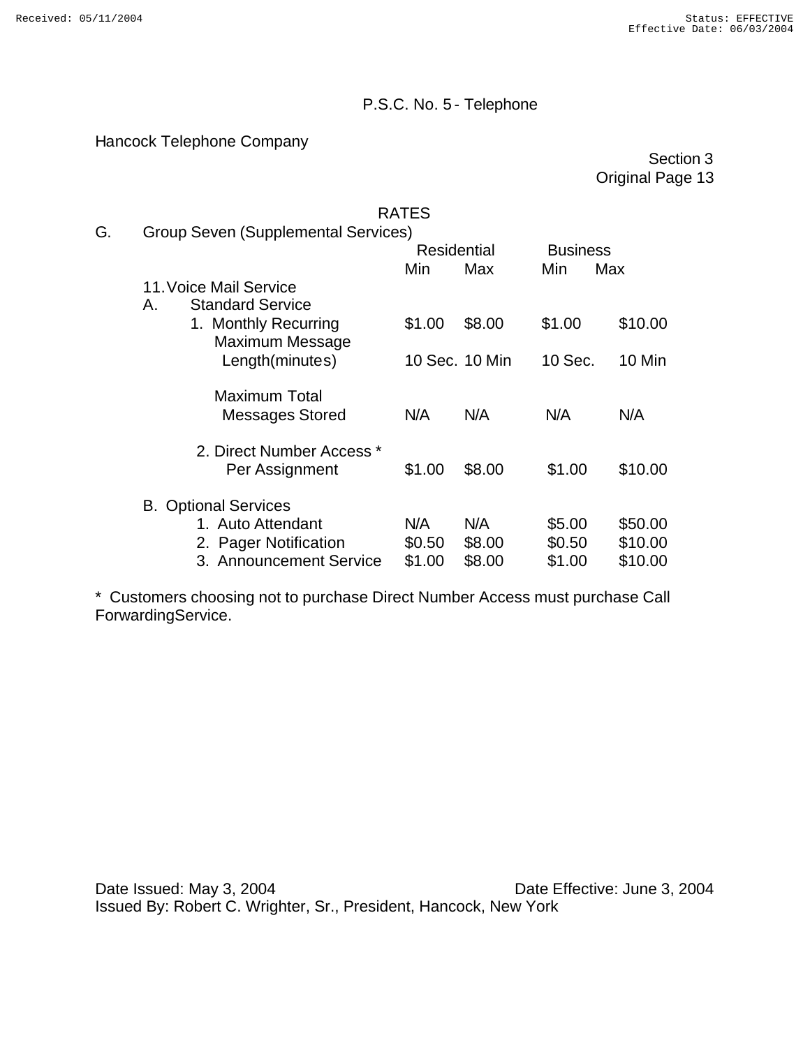P.S.C. No. 5 - Telephone

Hancock Telephone Company

Section 3
Original Page 13

RATES

G. Group Seven (Supplemental Services)

| | Residential | | Business | |
|---|---|---|---|---|
| | Min | Max | Min | Max |
| 11. Voice Mail Service | | | | |
| A. Standard Service | | | | |
| 1. Monthly Recurring | $1.00 | $8.00 | $1.00 | $10.00 |
| Maximum Message Length(minutes) | 10 Sec. | 10 Min | 10 Sec. | 10 Min |
| Maximum Total Messages Stored | N/A | N/A | N/A | N/A |
| 2. Direct Number Access * Per Assignment | $1.00 | $8.00 | $1.00 | $10.00 |
| B. Optional Services | | | | |
| 1. Auto Attendant | N/A | N/A | $5.00 | $50.00 |
| 2. Pager Notification | $0.50 | $8.00 | $0.50 | $10.00 |
| 3. Announcement Service | $1.00 | $8.00 | $1.00 | $10.00 |

* Customers choosing not to purchase Direct Number Access must purchase Call ForwardingService.

Date Issued: May 3, 2004 Date Effective: June 3, 2004
Issued By: Robert C. Wrighter, Sr., President, Hancock, New York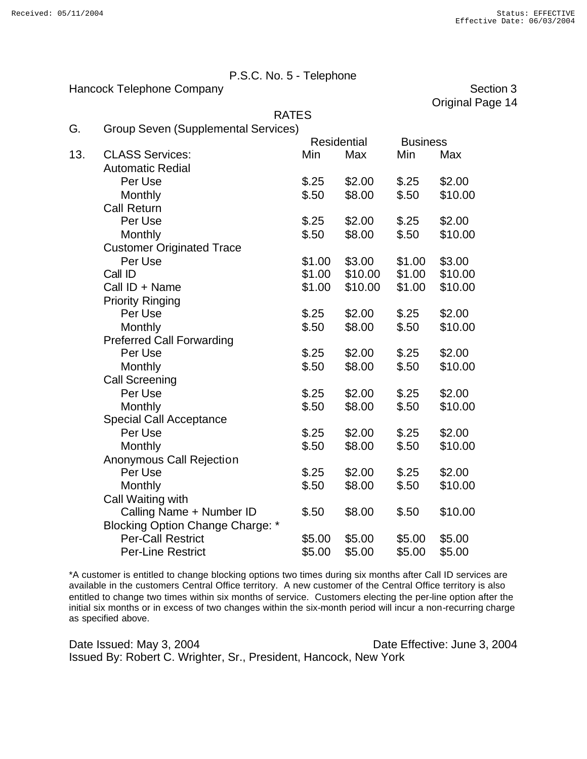P.S.C. No. 5 - Telephone

Hancock Telephone Company

Section 3
Original Page 14

RATES

G. Group Seven (Supplemental Services)

| | | Residential | | Business | |
|---|---|---|---|---|---|
| 13. | CLASS Services: | Min | Max | Min | Max |
| | Automatic Redial | | | | |
| | Per Use | $.25 | $2.00 | $.25 | $2.00 |
| | Monthly | $.50 | $8.00 | $.50 | $10.00 |
| | Call Return | | | | |
| | Per Use | $.25 | $2.00 | $.25 | $2.00 |
| | Monthly | $.50 | $8.00 | $.50 | $10.00 |
| | Customer Originated Trace | | | | |
| | Per Use | $1.00 | $3.00 | $1.00 | $3.00 |
| | Call ID | $1.00 | $10.00 | $1.00 | $10.00 |
| | Call ID + Name | $1.00 | $10.00 | $1.00 | $10.00 |
| | Priority Ringing | | | | |
| | Per Use | $.25 | $2.00 | $.25 | $2.00 |
| | Monthly | $.50 | $8.00 | $.50 | $10.00 |
| | Preferred Call Forwarding | | | | |
| | Per Use | $.25 | $2.00 | $.25 | $2.00 |
| | Monthly | $.50 | $8.00 | $.50 | $10.00 |
| | Call Screening | | | | |
| | Per Use | $.25 | $2.00 | $.25 | $2.00 |
| | Monthly | $.50 | $8.00 | $.50 | $10.00 |
| | Special Call Acceptance | | | | |
| | Per Use | $.25 | $2.00 | $.25 | $2.00 |
| | Monthly | $.50 | $8.00 | $.50 | $10.00 |
| | Anonymous Call Rejection | | | | |
| | Per Use | $.25 | $2.00 | $.25 | $2.00 |
| | Monthly | $.50 | $8.00 | $.50 | $10.00 |
| | Call Waiting with Calling Name + Number ID | $.50 | $8.00 | $.50 | $10.00 |
| | Blocking Option Change Charge: * | | | | |
| | Per-Call Restrict | $5.00 | $5.00 | $5.00 | $5.00 |
| | Per-Line Restrict | $5.00 | $5.00 | $5.00 | $5.00 |

*A customer is entitled to change blocking options two times during six months after Call ID services are available in the customers Central Office territory. A new customer of the Central Office territory is also entitled to change two times within six months of service. Customers electing the per-line option after the initial six months or in excess of two changes within the six-month period will incur a non-recurring charge as specified above.

Date Issued: May 3, 2004

Date Effective: June 3, 2004

Issued By: Robert C. Wrighter, Sr., President, Hancock, New York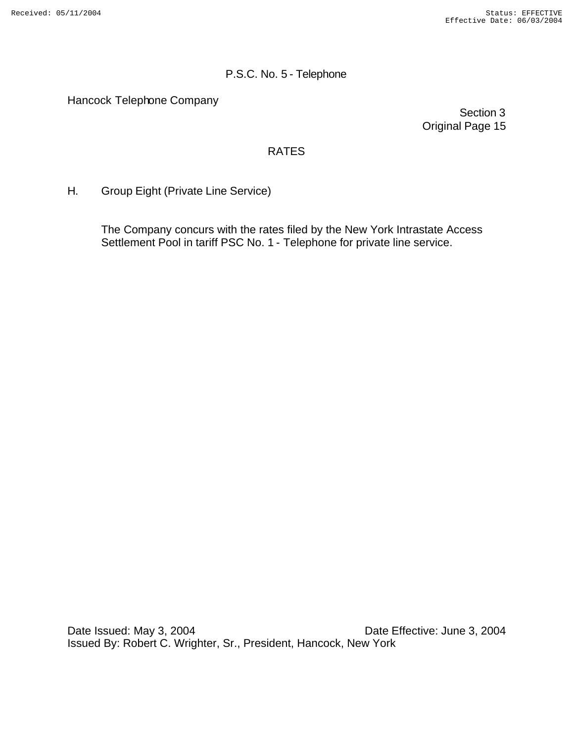P.S.C. No. 5 - Telephone

Hancock Telephone Company

Section 3
Original Page 15

## RATES

H. Group Eight (Private Line Service)

The Company concurs with the rates filed by the New York Intrastate Access Settlement Pool in tariff PSC No. 1 - Telephone for private line service.

Date Issued: May 3, 2004 Date Effective: June 3, 2004
Issued By: Robert C. Wrighter, Sr., President, Hancock, New York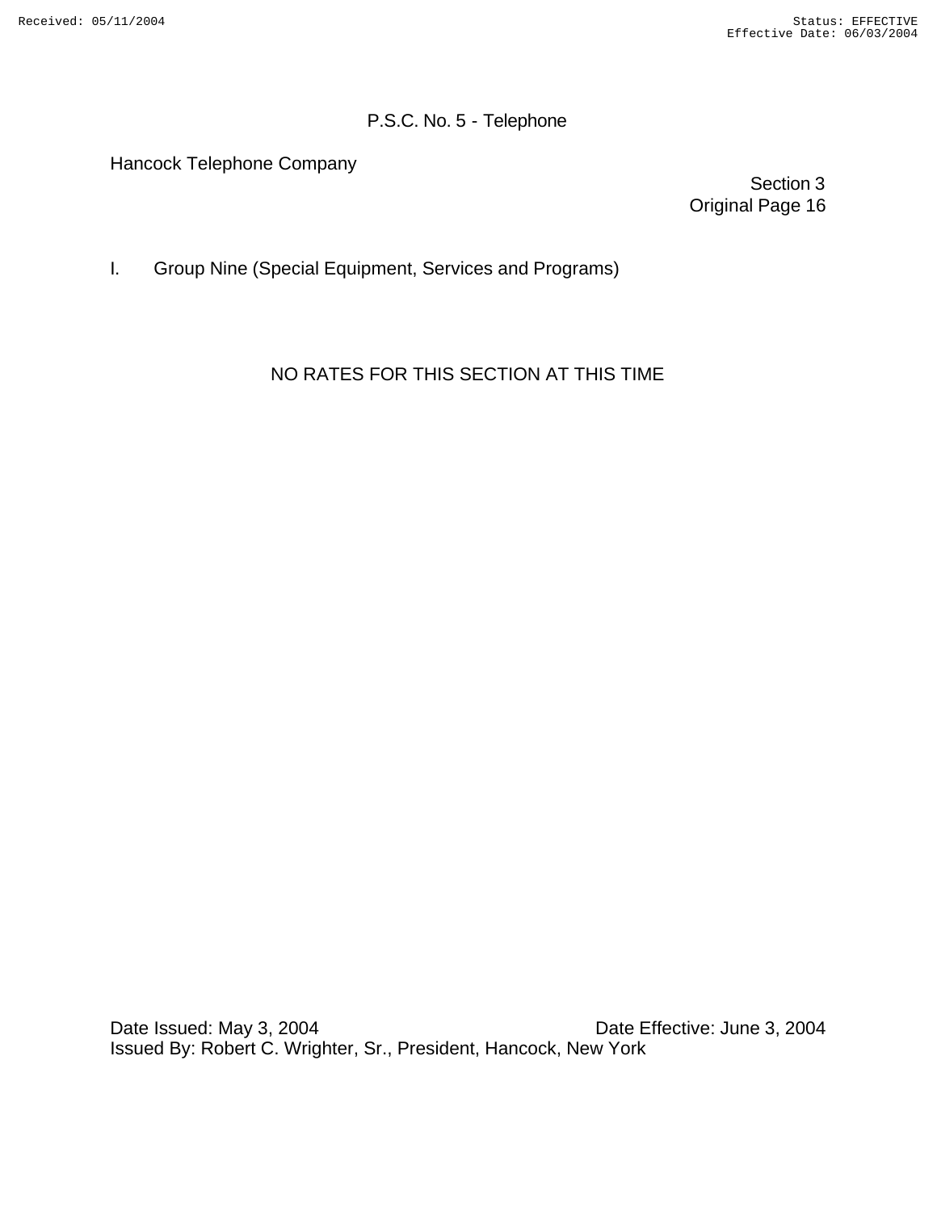P.S.C. No. 5 - Telephone

Hancock Telephone Company

Section 3
Original Page 16

I. Group Nine (Special Equipment, Services and Programs)

NO RATES FOR THIS SECTION AT THIS TIME

Date Issued: May 3, 2004 Date Effective: June 3, 2004
Issued By: Robert C. Wrighter, Sr., President, Hancock, New York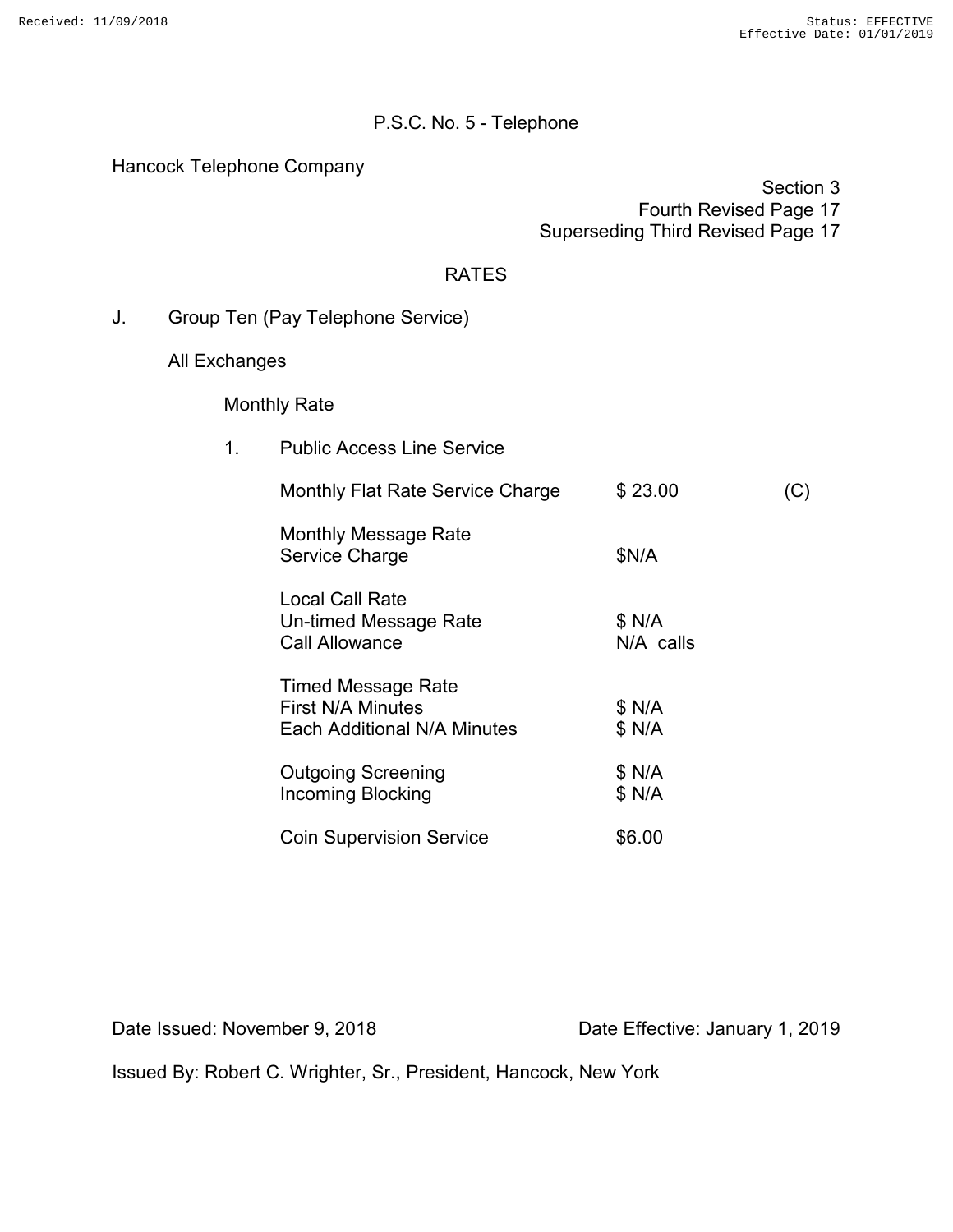P.S.C. No. 5 - Telephone

Hancock Telephone Company

Section 3
Fourth Revised Page 17
Superseding Third Revised Page 17

## RATES

J. Group Ten (Pay Telephone Service)

All Exchanges

Monthly Rate

1. Public Access Line Service

| | | |
|---|---|---|
| Monthly Flat Rate Service Charge | $ 23.00 | (C) |
| Monthly Message Rate Service Charge | $N/A | |
| Local Call Rate | | |
| Un-timed Message Rate | $ N/A | |
| Call Allowance | N/A calls | |
| Timed Message Rate | | |
| First N/A Minutes | $ N/A | |
| Each Additional N/A Minutes | $ N/A | |
| Outgoing Screening | $ N/A | |
| Incoming Blocking | $ N/A | |
| Coin Supervision Service | $6.00 | |

Date Issued: November 9, 2018 Date Effective: January 1, 2019

Issued By: Robert C. Wrighter, Sr., President, Hancock, New York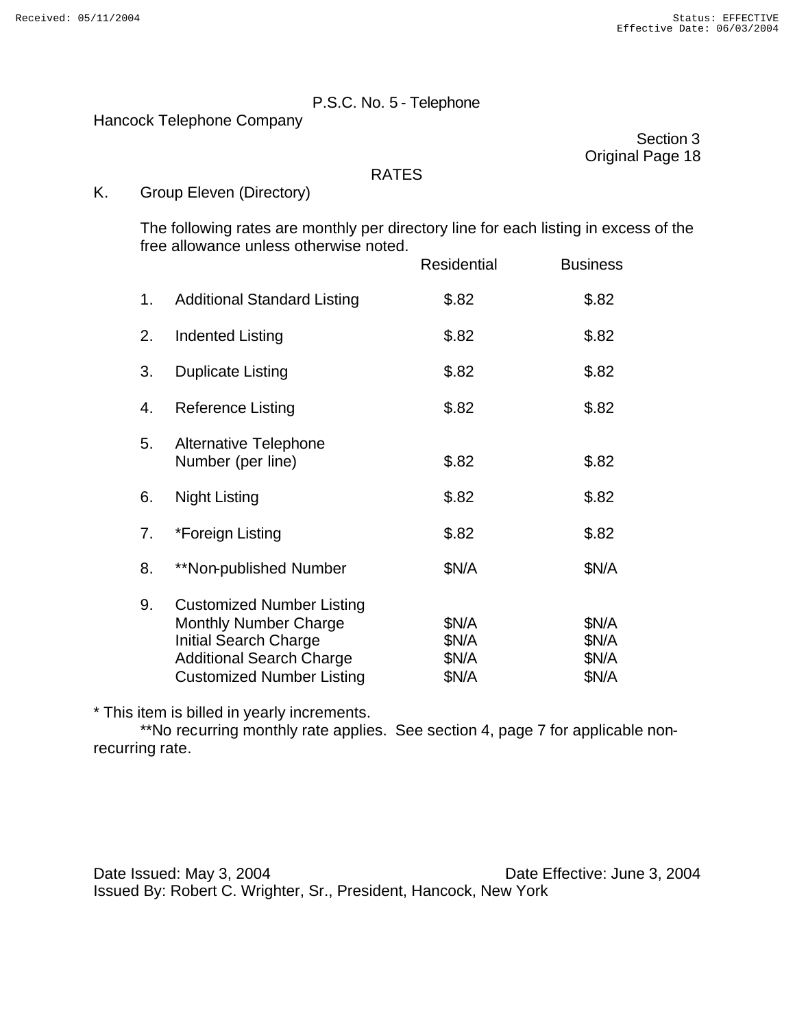Received: 05/11/2004 Status: EFFECTIVE
Effective Date: 06/03/2004

P.S.C. No. 5 - Telephone

Hancock Telephone Company

Section 3
Original Page 18

RATES

K. Group Eleven (Directory)

The following rates are monthly per directory line for each listing in excess of the free allowance unless otherwise noted.

| | | Residential | Business |
|---|---|---|---|
| 1. | Additional Standard Listing | $.82 | $.82 |
| 2. | Indented Listing | $.82 | $.82 |
| 3. | Duplicate Listing | $.82 | $.82 |
| 4. | Reference Listing | $.82 | $.82 |
| 5. | Alternative Telephone Number (per line) | $.82 | $.82 |
| 6. | Night Listing | $.82 | $.82 |
| 7. | *Foreign Listing | $.82 | $.82 |
| 8. | **Non-published Number | $N/A | $N/A |
| 9. | Customized Number Listing | | |
| | Monthly Number Charge | $N/A | $N/A |
| | Initial Search Charge | $N/A | $N/A |
| | Additional Search Charge | $N/A | $N/A |
| | Customized Number Listing | $N/A | $N/A |

* This item is billed in yearly increments.

**No recurring monthly rate applies. See section 4, page 7 for applicable non-recurring rate.

Date Issued: May 3, 2004 Date Effective: June 3, 2004

Issued By: Robert C. Wrighter, Sr., President, Hancock, New York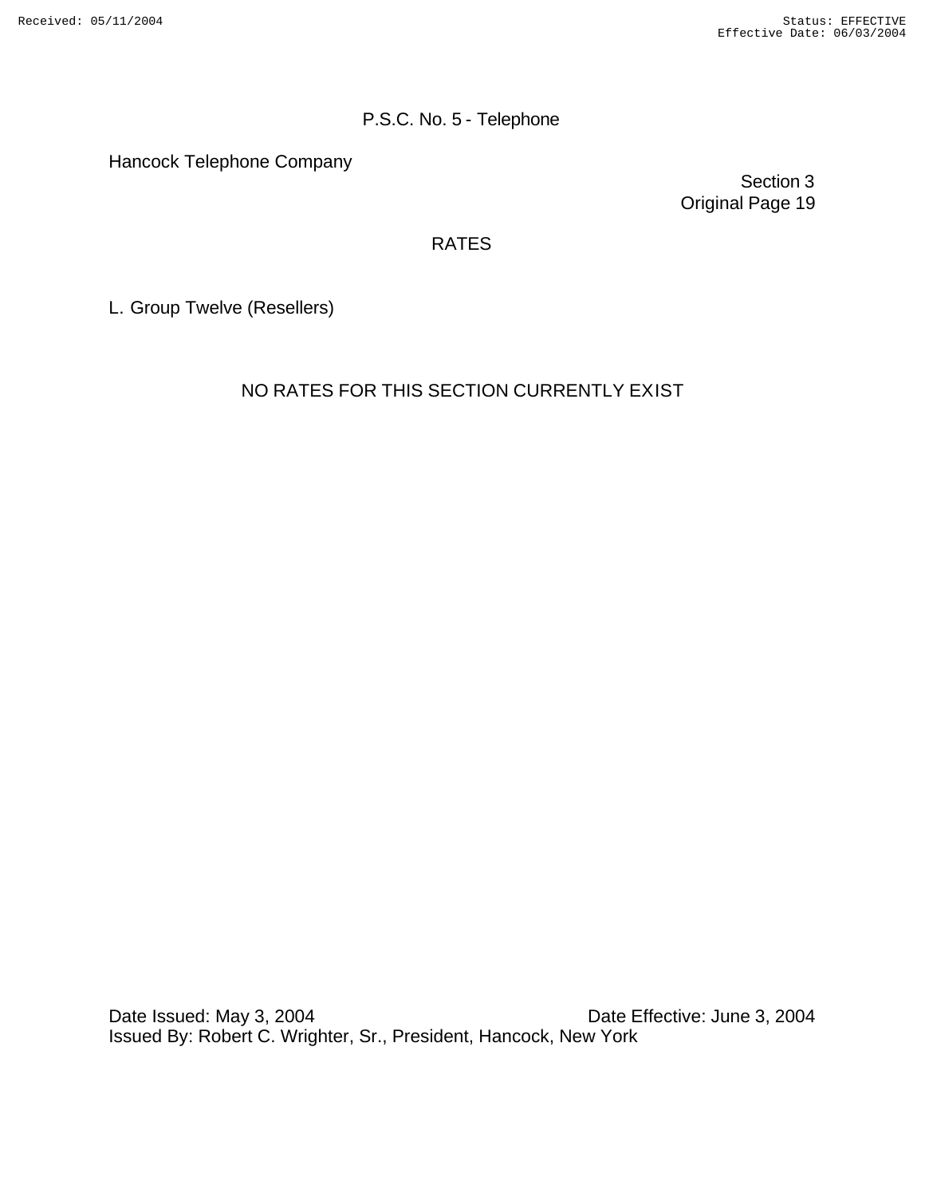P.S.C. No. 5 - Telephone

Hancock Telephone Company

Section 3
Original Page 19

## RATES

L. Group Twelve (Resellers)

NO RATES FOR THIS SECTION CURRENTLY EXIST

Date Issued: May 3, 2004 Date Effective: June 3, 2004
Issued By: Robert C. Wrighter, Sr., President, Hancock, New York